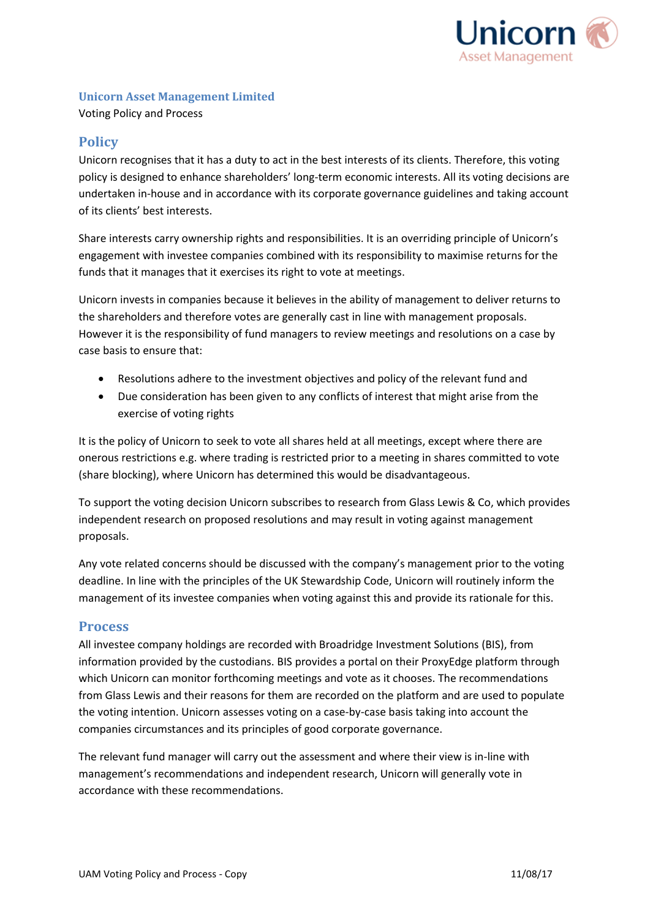## Unicorn Asset Management Limited

Voting Policy and Process

## Policy

Unicorn recognises that it has a duty to act in the best interests of its clients. Therefore, this voting policy is designed to enhance shareholders' long-term economic interests. All its voting decisions are undertaken in-house and in accordance with its corporate governance guidelines and taking account of its clients' best interests.

Share interests carry ownership rights and responsibilities. It is an overriding principle of Unicorn's engagement with investee companies combined with its responsibility to maximise returns for the funds that it manages that it exercises its right to vote at meetings.

Unicorn invests in companies because it believes in the ability of management to deliver returns to the shareholders and therefore votes are generally cast in line with management proposals. However it is the responsibility of fund managers to review meetings and resolutions on a case by case basis to ensure that:

- Resolutions adhere to the investment objectives and policy of the relevant fund and
- Due consideration has been given to any conflicts of interest that might arise from the exercise of voting rights

It is the policy of Unicorn to seek to vote all shares held at all meetings, except where there are onerous restrictions e.g. where trading is restricted prior to a meeting in shares committed to vote (share blocking), where Unicorn has determined this would be disadvantageous.

To support the voting decision Unicorn subscribes to research from Glass Lewis & Co, which provides independent research on proposed resolutions and may result in voting against management proposals.

Any vote related concerns should be discussed with the company's management prior to the voting deadline. In line with the principles of the UK Stewardship Code, Unicorn will routinely inform the management of its investee companies when voting against this and provide its rationale for this.

## Process

All investee company holdings are recorded with Broadridge Investment Solutions (BIS), from information provided by the custodians. BIS provides a portal on their ProxyEdge platform through which Unicorn can monitor forthcoming meetings and vote as it chooses. The recommendations from Glass Lewis and their reasons for them are recorded on the platform and are used to populate the voting intention. Unicorn assesses voting on a case-by-case basis taking into account the companies circumstances and its principles of good corporate governance.

The relevant fund manager will carry out the assessment and where their view is in-line with management's recommendations and independent research, Unicorn will generally vote in accordance with these recommendations.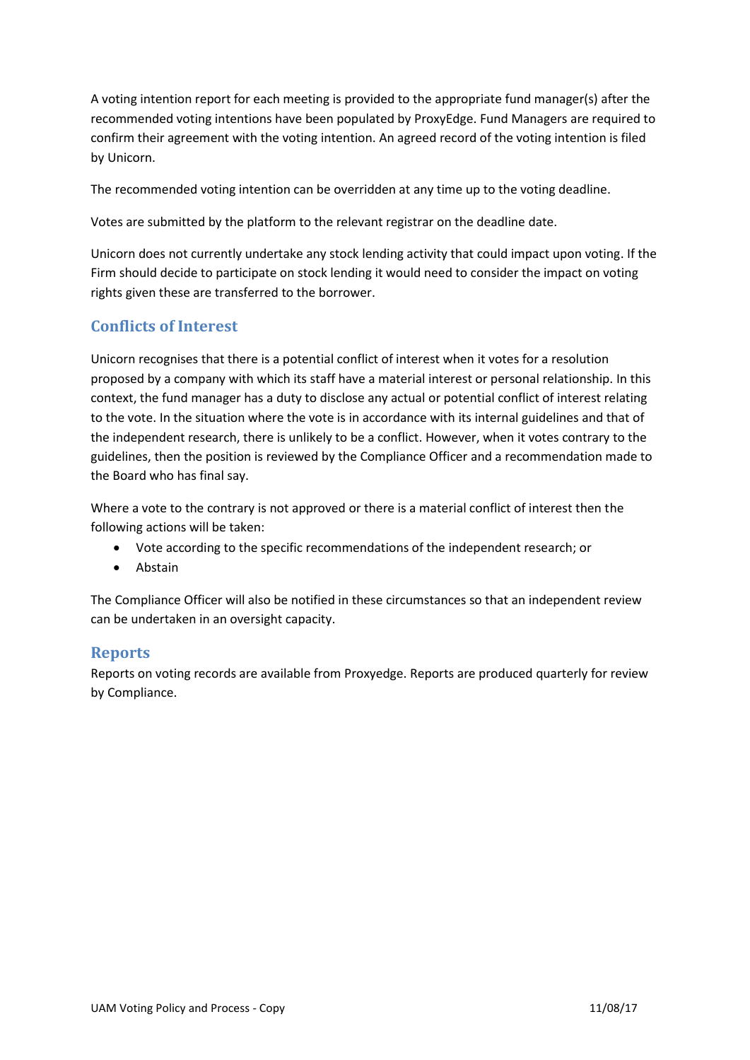A voting intention report for each meeting is provided to the appropriate fund manager(s) after the recommended voting intentions have been populated by ProxyEdge. Fund Managers are required to confirm their agreement with the voting intention. An agreed record of the voting intention is filed by Unicorn.

The recommended voting intention can be overridden at any time up to the voting deadline.

Votes are submitted by the platform to the relevant registrar on the deadline date.

Unicorn does not currently undertake any stock lending activity that could impact upon voting. If the Firm should decide to participate on stock lending it would need to consider the impact on voting rights given these are transferred to the borrower.

## Conflicts of Interest

Unicorn recognises that there is a potential conflict of interest when it votes for a resolution proposed by a company with which its staff have a material interest or personal relationship. In this context, the fund manager has a duty to disclose any actual or potential conflict of interest relating to the vote. In the situation where the vote is in accordance with its internal guidelines and that of the independent research, there is unlikely to be a conflict. However, when it votes contrary to the guidelines, then the position is reviewed by the Compliance Officer and a recommendation made to the Board who has final say.

Where a vote to the contrary is not approved or there is a material conflict of interest then the following actions will be taken:

- Vote according to the specific recommendations of the independent research; or
- Abstain

The Compliance Officer will also be notified in these circumstances so that an independent review can be undertaken in an oversight capacity.

## Reports

Reports on voting records are available from Proxyedge. Reports are produced quarterly for review by Compliance.